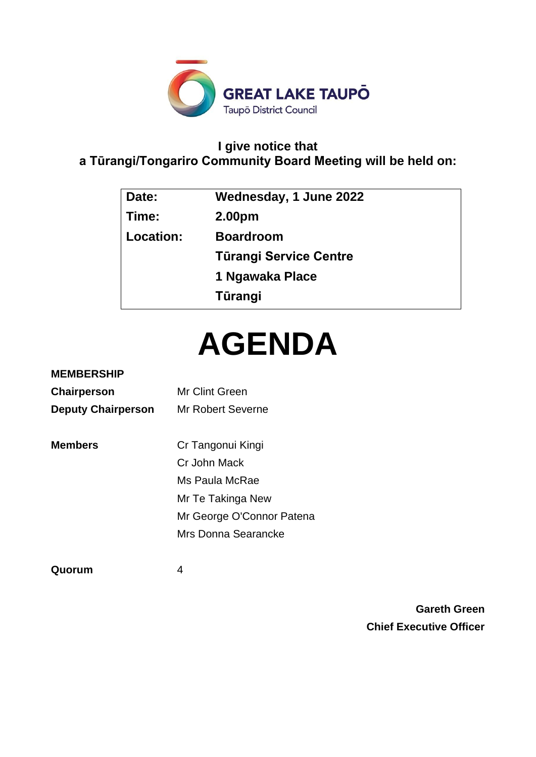GREAT LAKE TAUPŌ

Taupō District Council

**I give notice that**
**a Tūrangi/Tongariro Community Board Meeting will be held on:**

| | |
|---|---|
| **Date:** | **Wednesday, 1 June 2022** |
| **Time:** | **2.00pm** |
| **Location:** | **Boardroom** |
| | **Tūrangi Service Centre** |
| | **1 Ngawaka Place** |
| | **Tūrangi** |

# AGENDA

**MEMBERSHIP**

| | |
|---|---|
| **Chairperson** | Mr Clint Green |
| **Deputy Chairperson** | Mr Robert Severne |
| | |
| **Members** | Cr Tangonui Kingi |
| | Cr John Mack |
| | Ms Paula McRae |
| | Mr Te Takinga New |
| | Mr George O'Connor Patena |
| | Mrs Donna Searancke |
| | |
| **Quorum** | 4 |

**Gareth Green**
**Chief Executive Officer**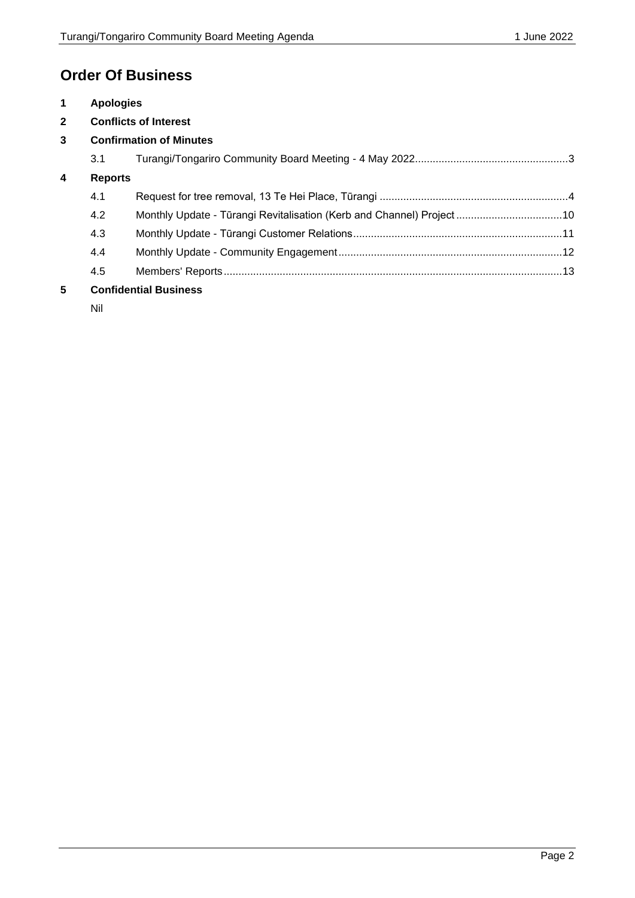# Order Of Business

**1 Apologies**

**2 Conflicts of Interest**

**3 Confirmation of Minutes**

3.1 Turangi/Tongariro Community Board Meeting - 4 May 2022 ... 3

**4 Reports**

4.1 Request for tree removal, 13 Te Hei Place, Tūrangi ... 4

4.2 Monthly Update - Tūrangi Revitalisation (Kerb and Channel) Project ... 10

4.3 Monthly Update - Tūrangi Customer Relations ... 11

4.4 Monthly Update - Community Engagement ... 12

4.5 Members' Reports ... 13

**5 Confidential Business**

Nil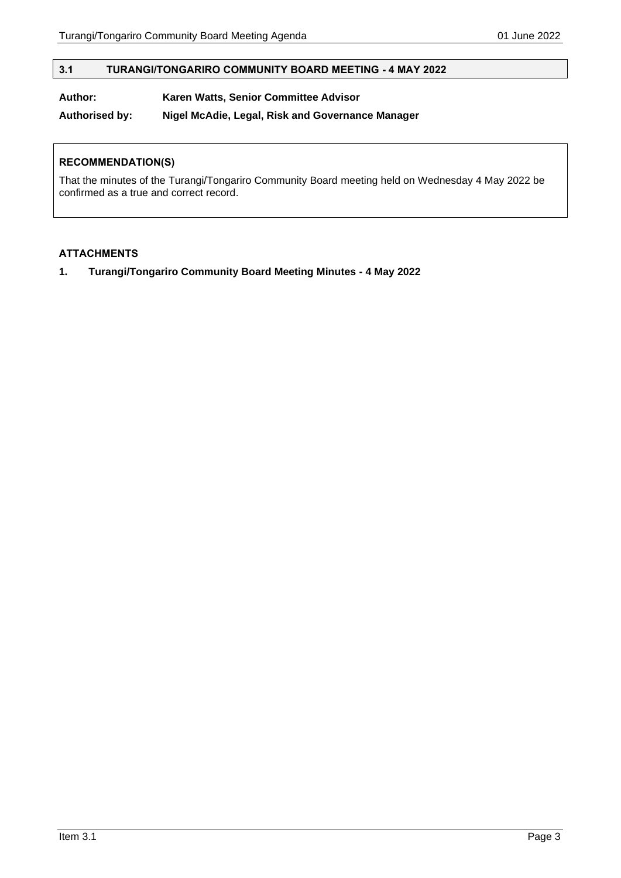## 3.1 TURANGI/TONGARIRO COMMUNITY BOARD MEETING - 4 MAY 2022

**Author:** Karen Watts, Senior Committee Advisor

**Authorised by:** Nigel McAdie, Legal, Risk and Governance Manager

**RECOMMENDATION(S)**

That the minutes of the Turangi/Tongariro Community Board meeting held on Wednesday 4 May 2022 be confirmed as a true and correct record.

**ATTACHMENTS**

1. **Turangi/Tongariro Community Board Meeting Minutes - 4 May 2022**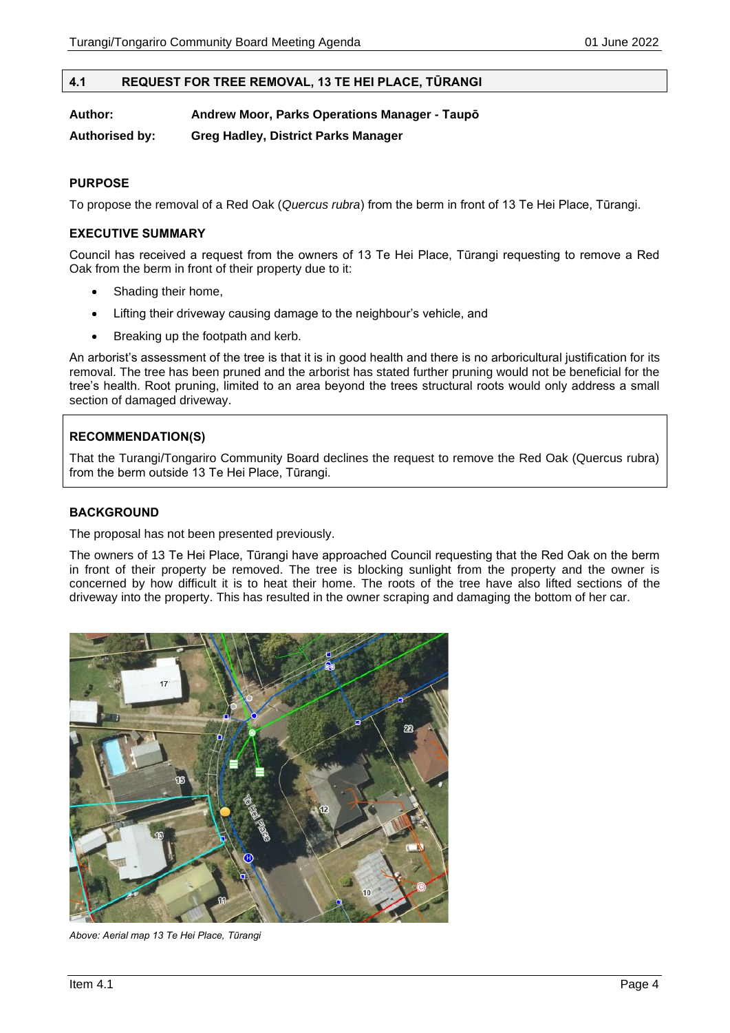## 4.1 REQUEST FOR TREE REMOVAL, 13 TE HEI PLACE, TŪRANGI

**Author:** Andrew Moor, Parks Operations Manager - Taupō

**Authorised by:** Greg Hadley, District Parks Manager

### PURPOSE

To propose the removal of a Red Oak (*Quercus rubra*) from the berm in front of 13 Te Hei Place, Tūrangi.

### EXECUTIVE SUMMARY

Council has received a request from the owners of 13 Te Hei Place, Tūrangi requesting to remove a Red Oak from the berm in front of their property due to it:

- Shading their home,
- Lifting their driveway causing damage to the neighbour's vehicle, and
- Breaking up the footpath and kerb.

An arborist's assessment of the tree is that it is in good health and there is no arboricultural justification for its removal. The tree has been pruned and the arborist has stated further pruning would not be beneficial for the tree's health. Root pruning, limited to an area beyond the trees structural roots would only address a small section of damaged driveway.

### RECOMMENDATION(S)

That the Turangi/Tongariro Community Board declines the request to remove the Red Oak (Quercus rubra) from the berm outside 13 Te Hei Place, Tūrangi.

### BACKGROUND

The proposal has not been presented previously.

The owners of 13 Te Hei Place, Tūrangi have approached Council requesting that the Red Oak on the berm in front of their property be removed. The tree is blocking sunlight from the property and the owner is concerned by how difficult it is to heat their home. The roots of the tree have also lifted sections of the driveway into the property. This has resulted in the owner scraping and damaging the bottom of her car.

*Above: Aerial map 13 Te Hei Place, Tūrangi*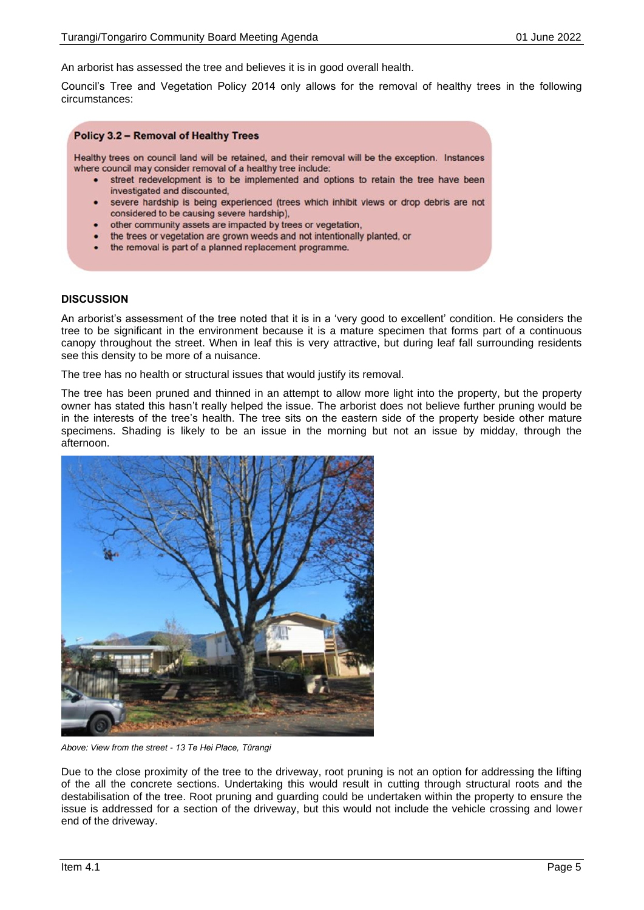An arborist has assessed the tree and believes it is in good overall health.

Council's Tree and Vegetation Policy 2014 only allows for the removal of healthy trees in the following circumstances:

> **Policy 3.2 – Removal of Healthy Trees**
>
> Healthy trees on council land will be retained, and their removal will be the exception. Instances where council may consider removal of a healthy tree include:
>
> - street redevelopment is to be implemented and options to retain the tree have been investigated and discounted,
> - severe hardship is being experienced (trees which inhibit views or drop debris are not considered to be causing severe hardship),
> - other community assets are impacted by trees or vegetation,
> - the trees or vegetation are grown weeds and not intentionally planted, or
> - the removal is part of a planned replacement programme.

**DISCUSSION**

An arborist's assessment of the tree noted that it is in a 'very good to excellent' condition. He considers the tree to be significant in the environment because it is a mature specimen that forms part of a continuous canopy throughout the street. When in leaf this is very attractive, but during leaf fall surrounding residents see this density to be more of a nuisance.

The tree has no health or structural issues that would justify its removal.

The tree has been pruned and thinned in an attempt to allow more light into the property, but the property owner has stated this hasn't really helped the issue. The arborist does not believe further pruning would be in the interests of the tree's health. The tree sits on the eastern side of the property beside other mature specimens. Shading is likely to be an issue in the morning but not an issue by midday, through the afternoon.

*Above: View from the street - 13 Te Hei Place, Tūrangi*

Due to the close proximity of the tree to the driveway, root pruning is not an option for addressing the lifting of the all the concrete sections. Undertaking this would result in cutting through structural roots and the destabilisation of the tree. Root pruning and guarding could be undertaken within the property to ensure the issue is addressed for a section of the driveway, but this would not include the vehicle crossing and lower end of the driveway.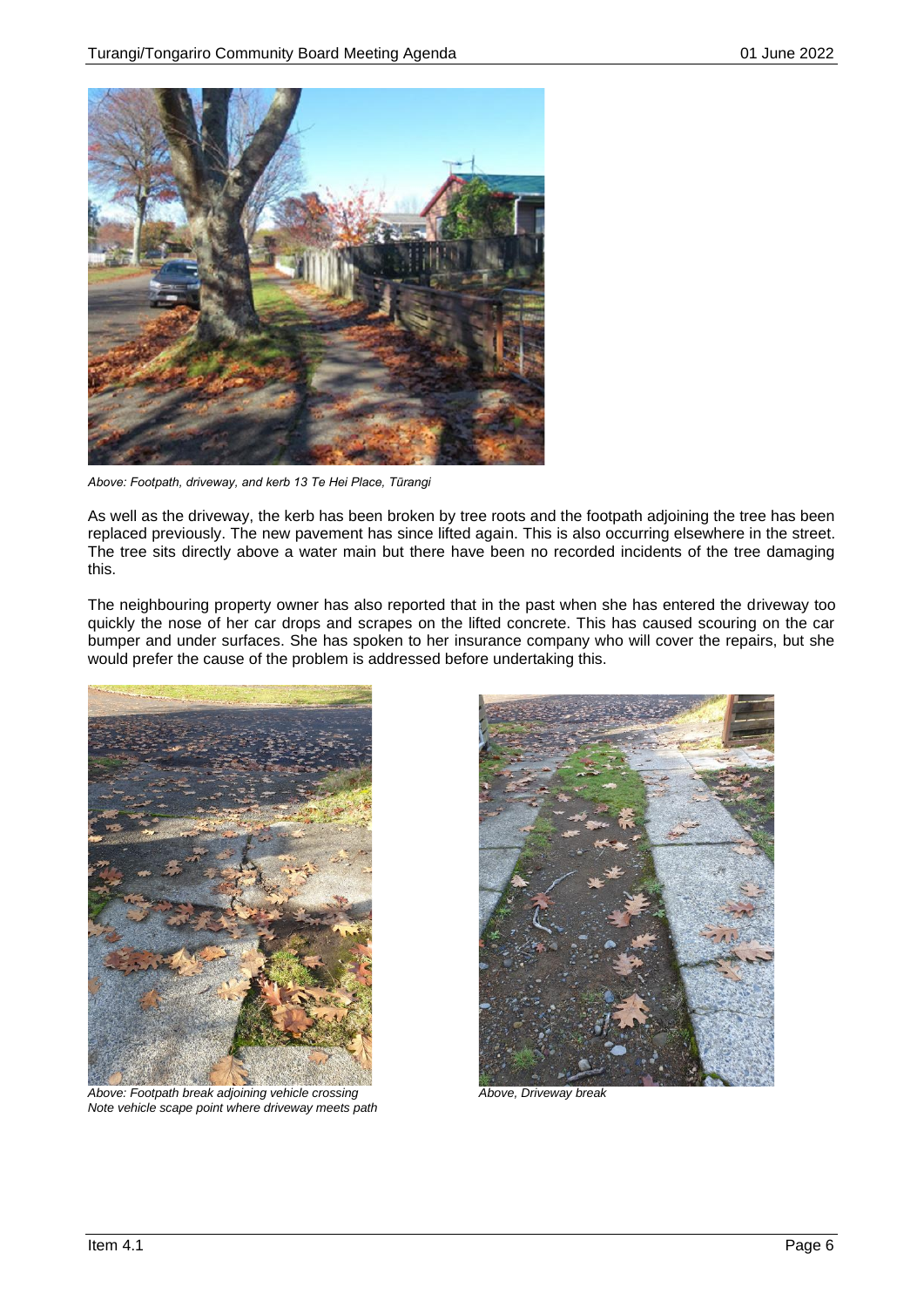*Above: Footpath, driveway, and kerb 13 Te Hei Place, Tūrangi*

As well as the driveway, the kerb has been broken by tree roots and the footpath adjoining the tree has been replaced previously. The new pavement has since lifted again. This is also occurring elsewhere in the street. The tree sits directly above a water main but there have been no recorded incidents of the tree damaging this.

The neighbouring property owner has also reported that in the past when she has entered the driveway too quickly the nose of her car drops and scrapes on the lifted concrete. This has caused scouring on the car bumper and under surfaces. She has spoken to her insurance company who will cover the repairs, but she would prefer the cause of the problem is addressed before undertaking this.

*Above: Footpath break adjoining vehicle crossing*
*Note vehicle scape point where driveway meets path*

*Above, Driveway break*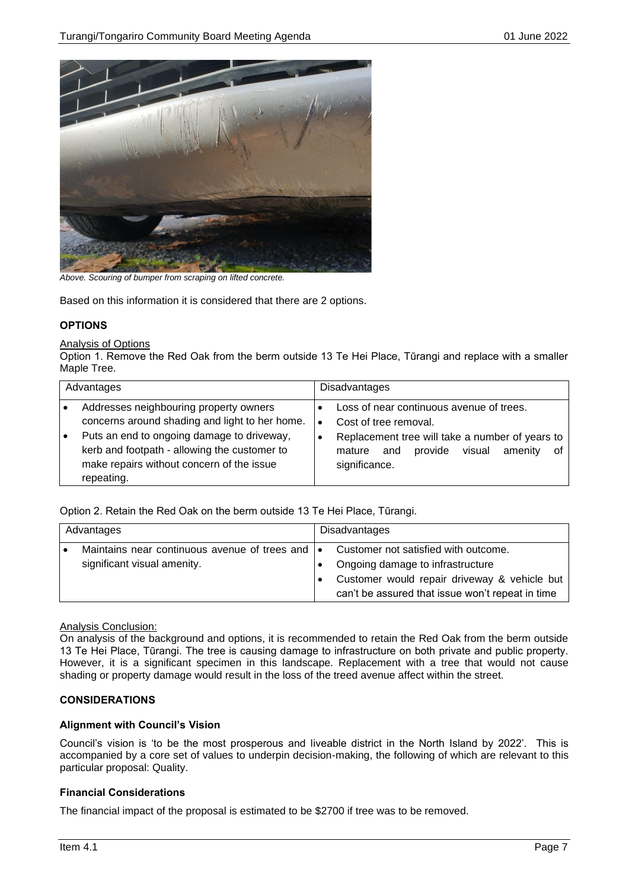*Above. Scouring of bumper from scraping on lifted concrete.*

Based on this information it is considered that there are 2 options.

## OPTIONS

Analysis of Options

Option 1. Remove the Red Oak from the berm outside 13 Te Hei Place, Tūrangi and replace with a smaller Maple Tree.

| Advantages | Disadvantages |
|---|---|
| • Addresses neighbouring property owners concerns around shading and light to her home.<br>• Puts an end to ongoing damage to driveway, kerb and footpath - allowing the customer to make repairs without concern of the issue repeating. | • Loss of near continuous avenue of trees.<br>• Cost of tree removal.<br>• Replacement tree will take a number of years to mature and provide visual amenity of significance. |

Option 2. Retain the Red Oak on the berm outside 13 Te Hei Place, Tūrangi.

| Advantages | Disadvantages |
|---|---|
| • Maintains near continuous avenue of trees and significant visual amenity. | • Customer not satisfied with outcome.<br>• Ongoing damage to infrastructure<br>• Customer would repair driveway & vehicle but can't be assured that issue won't repeat in time |

Analysis Conclusion:

On analysis of the background and options, it is recommended to retain the Red Oak from the berm outside 13 Te Hei Place, Tūrangi. The tree is causing damage to infrastructure on both private and public property. However, it is a significant specimen in this landscape. Replacement with a tree that would not cause shading or property damage would result in the loss of the treed avenue affect within the street.

## CONSIDERATIONS

### Alignment with Council's Vision

Council's vision is 'to be the most prosperous and liveable district in the North Island by 2022'. This is accompanied by a core set of values to underpin decision-making, the following of which are relevant to this particular proposal: Quality.

### Financial Considerations

The financial impact of the proposal is estimated to be $2700 if tree was to be removed.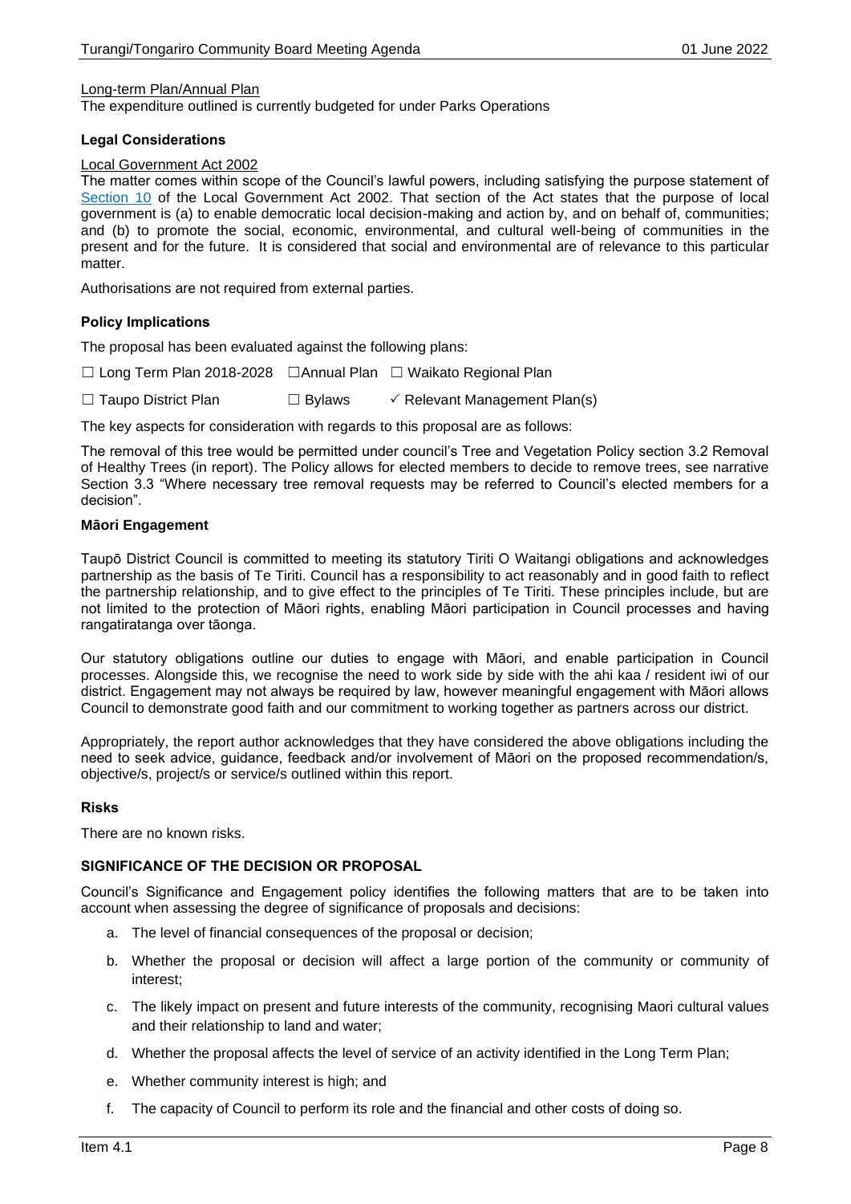Long-term Plan/Annual Plan

The expenditure outlined is currently budgeted for under Parks Operations

**Legal Considerations**

Local Government Act 2002

The matter comes within scope of the Council's lawful powers, including satisfying the purpose statement of Section 10 of the Local Government Act 2002. That section of the Act states that the purpose of local government is (a) to enable democratic local decision-making and action by, and on behalf of, communities; and (b) to promote the social, economic, environmental, and cultural well-being of communities in the present and for the future. It is considered that social and environmental are of relevance to this particular matter.

Authorisations are not required from external parties.

**Policy Implications**

The proposal has been evaluated against the following plans:

☐ Long Term Plan 2018-2028 ☐Annual Plan ☐ Waikato Regional Plan

☐ Taupo District Plan ☐ Bylaws ✓ Relevant Management Plan(s)

The key aspects for consideration with regards to this proposal are as follows:

The removal of this tree would be permitted under council's Tree and Vegetation Policy section 3.2 Removal of Healthy Trees (in report). The Policy allows for elected members to decide to remove trees, see narrative Section 3.3 "Where necessary tree removal requests may be referred to Council's elected members for a decision".

**Māori Engagement**

Taupō District Council is committed to meeting its statutory Tiriti O Waitangi obligations and acknowledges partnership as the basis of Te Tiriti. Council has a responsibility to act reasonably and in good faith to reflect the partnership relationship, and to give effect to the principles of Te Tiriti. These principles include, but are not limited to the protection of Māori rights, enabling Māori participation in Council processes and having rangatiratanga over tāonga.

Our statutory obligations outline our duties to engage with Māori, and enable participation in Council processes. Alongside this, we recognise the need to work side by side with the ahi kaa / resident iwi of our district. Engagement may not always be required by law, however meaningful engagement with Māori allows Council to demonstrate good faith and our commitment to working together as partners across our district.

Appropriately, the report author acknowledges that they have considered the above obligations including the need to seek advice, guidance, feedback and/or involvement of Māori on the proposed recommendation/s, objective/s, project/s or service/s outlined within this report.

**Risks**

There are no known risks.

**SIGNIFICANCE OF THE DECISION OR PROPOSAL**

Council's Significance and Engagement policy identifies the following matters that are to be taken into account when assessing the degree of significance of proposals and decisions:

a. The level of financial consequences of the proposal or decision;
b. Whether the proposal or decision will affect a large portion of the community or community of interest;
c. The likely impact on present and future interests of the community, recognising Maori cultural values and their relationship to land and water;
d. Whether the proposal affects the level of service of an activity identified in the Long Term Plan;
e. Whether community interest is high; and
f. The capacity of Council to perform its role and the financial and other costs of doing so.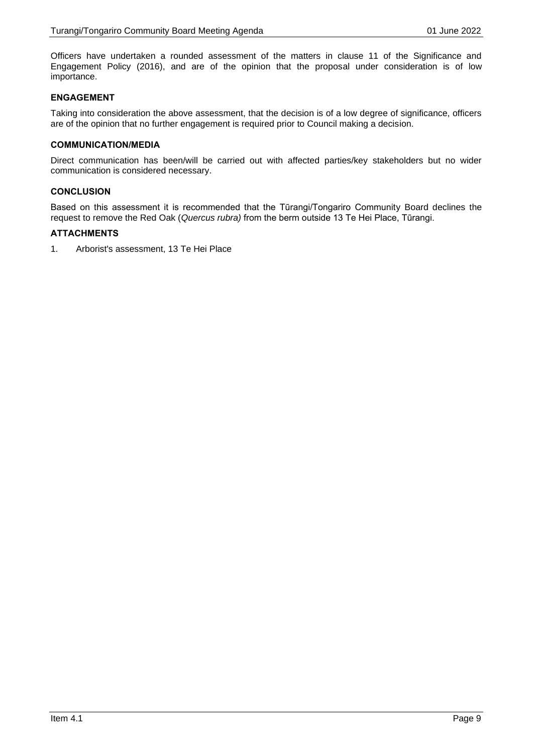Officers have undertaken a rounded assessment of the matters in clause 11 of the Significance and Engagement Policy (2016), and are of the opinion that the proposal under consideration is of low importance.

### ENGAGEMENT

Taking into consideration the above assessment, that the decision is of a low degree of significance, officers are of the opinion that no further engagement is required prior to Council making a decision.

### COMMUNICATION/MEDIA

Direct communication has been/will be carried out with affected parties/key stakeholders but no wider communication is considered necessary.

### CONCLUSION

Based on this assessment it is recommended that the Tūrangi/Tongariro Community Board declines the request to remove the Red Oak (*Quercus rubra)* from the berm outside 13 Te Hei Place, Tūrangi.

### ATTACHMENTS

1. Arborist's assessment, 13 Te Hei Place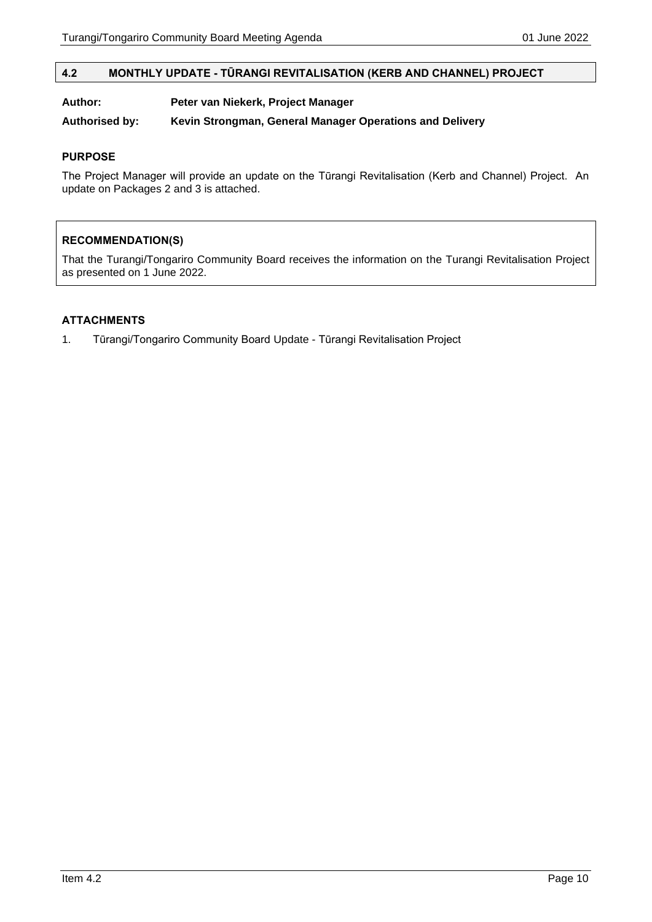## 4.2 MONTHLY UPDATE - TŪRANGI REVITALISATION (KERB AND CHANNEL) PROJECT

**Author:** **Peter van Niekerk, Project Manager**

**Authorised by:** **Kevin Strongman, General Manager Operations and Delivery**

### PURPOSE

The Project Manager will provide an update on the Tūrangi Revitalisation (Kerb and Channel) Project. An update on Packages 2 and 3 is attached.

### RECOMMENDATION(S)

That the Turangi/Tongariro Community Board receives the information on the Turangi Revitalisation Project as presented on 1 June 2022.

### ATTACHMENTS

1. Tūrangi/Tongariro Community Board Update - Tūrangi Revitalisation Project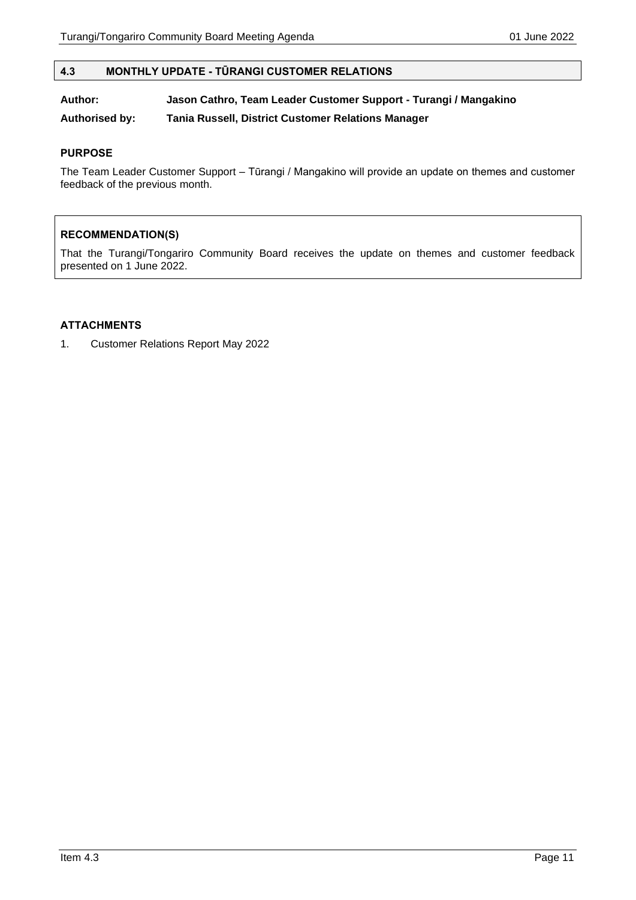## 4.3 MONTHLY UPDATE - TŪRANGI CUSTOMER RELATIONS

**Author:** **Jason Cathro, Team Leader Customer Support - Turangi / Mangakino**

**Authorised by:** **Tania Russell, District Customer Relations Manager**

### PURPOSE

The Team Leader Customer Support – Tūrangi / Mangakino will provide an update on themes and customer feedback of the previous month.

### RECOMMENDATION(S)

That the Turangi/Tongariro Community Board receives the update on themes and customer feedback presented on 1 June 2022.

### ATTACHMENTS

1. Customer Relations Report May 2022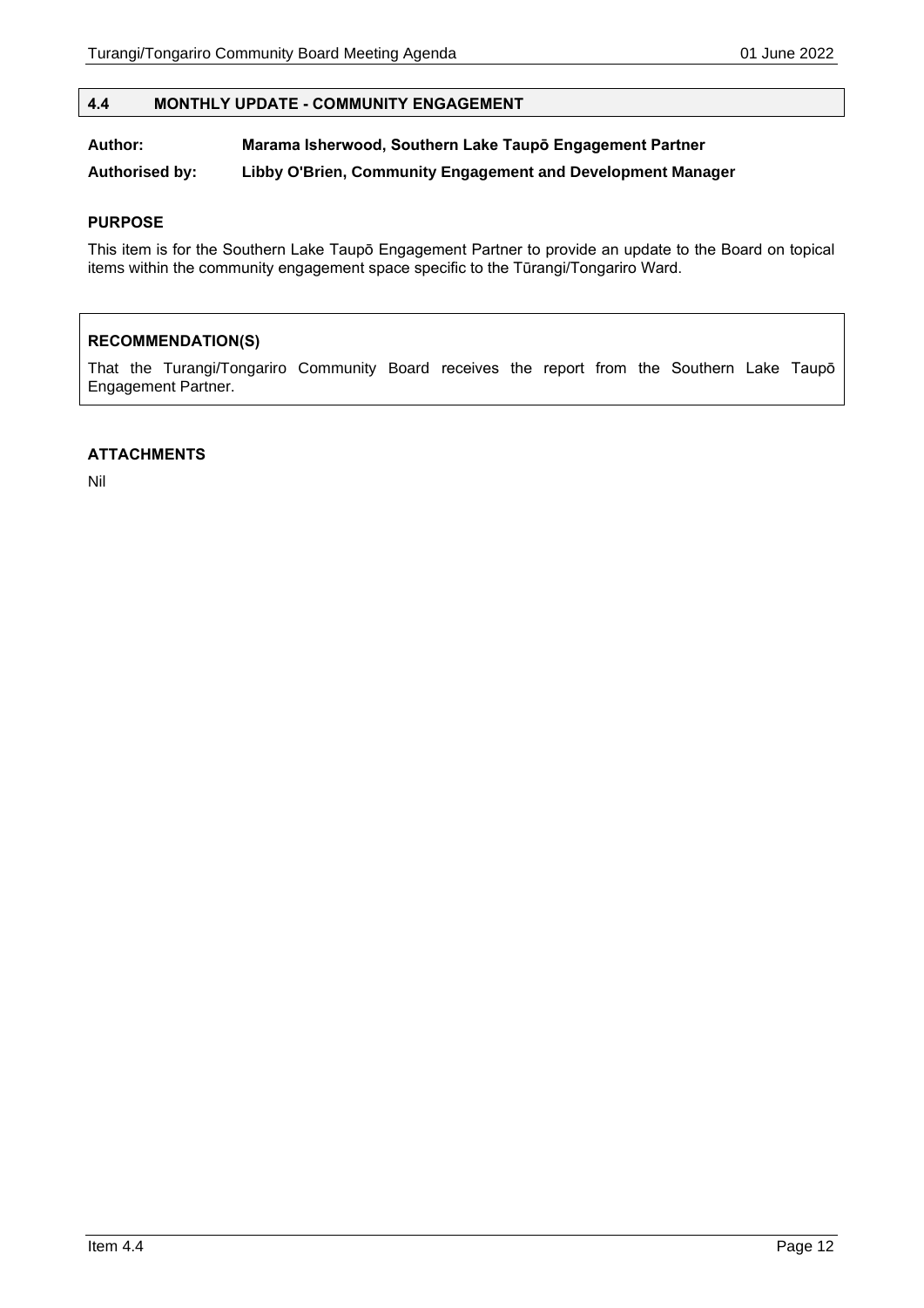## 4.4 MONTHLY UPDATE - COMMUNITY ENGAGEMENT

**Author:** **Marama Isherwood, Southern Lake Taupō Engagement Partner**

**Authorised by:** **Libby O'Brien, Community Engagement and Development Manager**

### PURPOSE

This item is for the Southern Lake Taupō Engagement Partner to provide an update to the Board on topical items within the community engagement space specific to the Tūrangi/Tongariro Ward.

### RECOMMENDATION(S)

That the Turangi/Tongariro Community Board receives the report from the Southern Lake Taupō Engagement Partner.

### ATTACHMENTS

Nil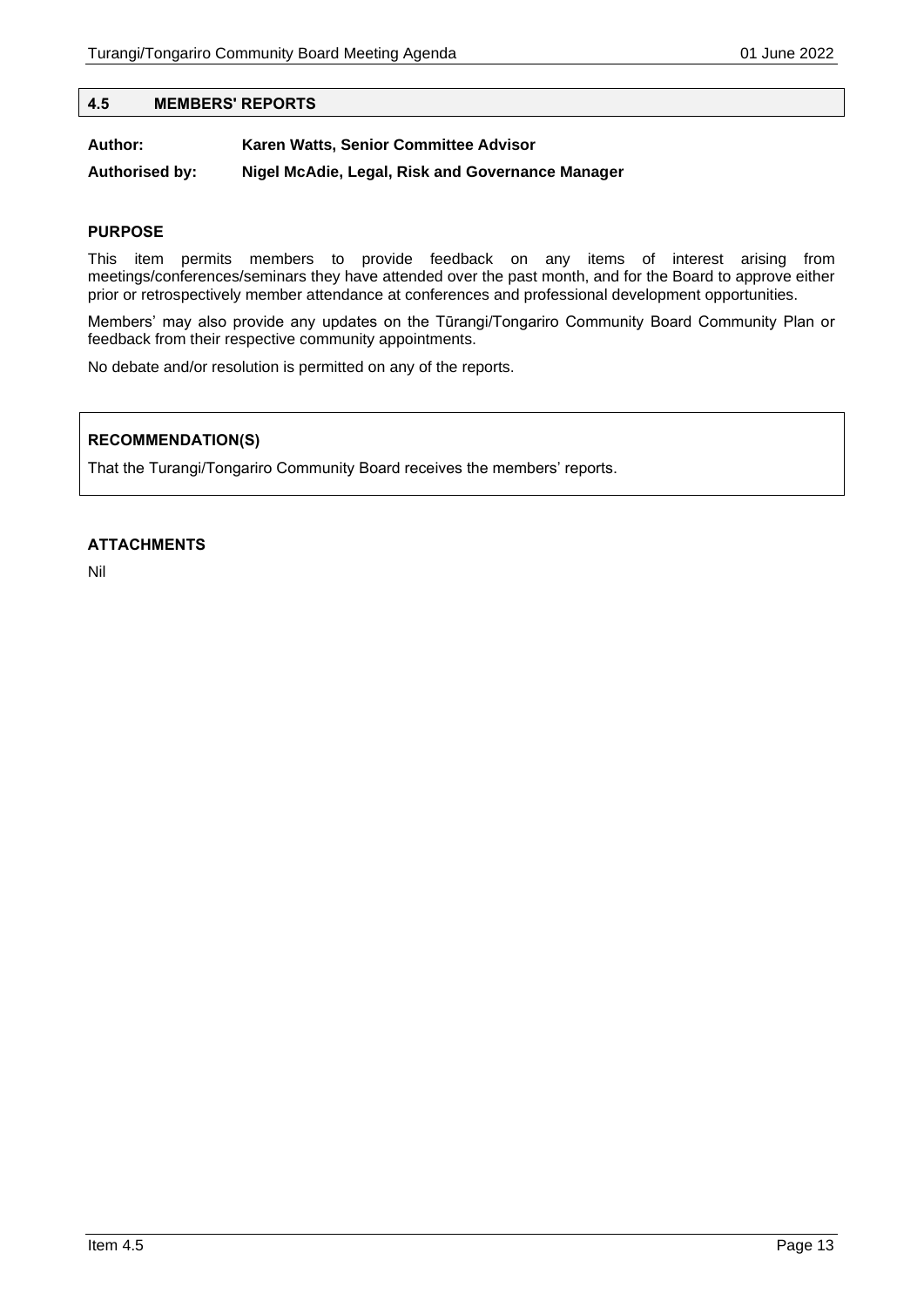## 4.5 MEMBERS' REPORTS

**Author:** **Karen Watts, Senior Committee Advisor**

**Authorised by:** **Nigel McAdie, Legal, Risk and Governance Manager**

### PURPOSE

This item permits members to provide feedback on any items of interest arising from meetings/conferences/seminars they have attended over the past month, and for the Board to approve either prior or retrospectively member attendance at conferences and professional development opportunities.

Members' may also provide any updates on the Tūrangi/Tongariro Community Board Community Plan or feedback from their respective community appointments.

No debate and/or resolution is permitted on any of the reports.

### RECOMMENDATION(S)

That the Turangi/Tongariro Community Board receives the members' reports.

### ATTACHMENTS

Nil